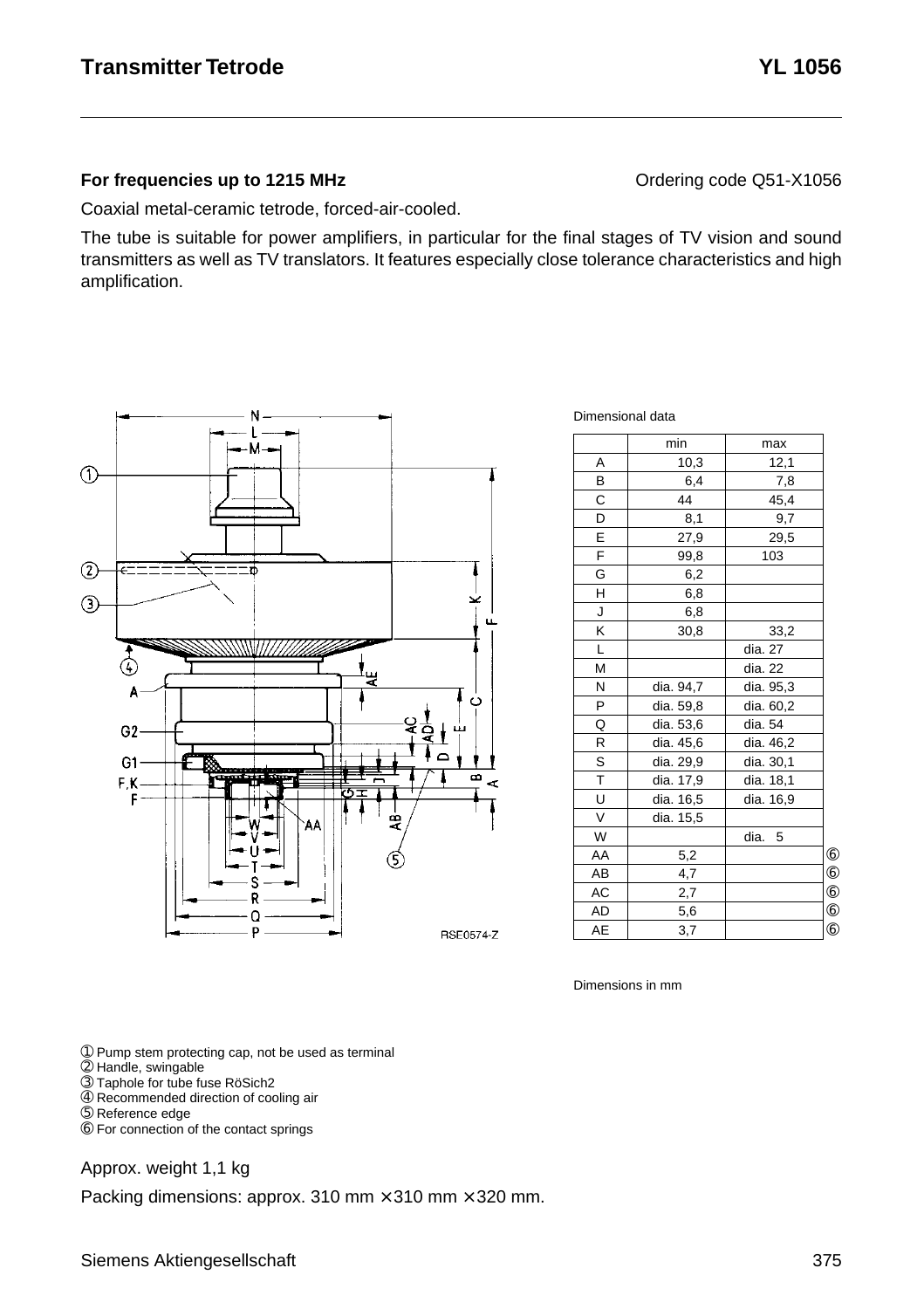# Transmitter Tetrode YL 1056

**For frequencies up to 1215 MHz** Ordering code Q51-X1056

Coaxial metal-ceramic tetrode, forced-air-cooled.

The tube is suitable for power amplifiers, in particular for the final stages of TV vision and sound transmitters as well as TV translators. It features especially close tolerance characteristics and high amplification.

Dimensional data

| | min | max | |
|---|---|---|---|
| A | 10,3 | 12,1 | |
| B | 6,4 | 7,8 | |
| C | 44 | 45,4 | |
| D | 8,1 | 9,7 | |
| E | 27,9 | 29,5 | |
| F | 99,8 | 103 | |
| G | 6,2 | | |
| H | 6,8 | | |
| J | 6,8 | | |
| K | 30,8 | 33,2 | |
| L | | dia. 27 | |
| M | | dia. 22 | |
| N | dia. 94,7 | dia. 95,3 | |
| P | dia. 59,8 | dia. 60,2 | |
| Q | dia. 53,6 | dia. 54 | |
| R | dia. 45,6 | dia. 46,2 | |
| S | dia. 29,9 | dia. 30,1 | |
| T | dia. 17,9 | dia. 18,1 | |
| U | dia. 16,5 | dia. 16,9 | |
| V | dia. 15,5 | | |
| W | | dia. 5 | |
| AA | 5,2 | | ⑥ |
| AB | 4,7 | | ⑥ |
| AC | 2,7 | | ⑥ |
| AD | 5,6 | | ⑥ |
| AE | 3,7 | | ⑥ |

Dimensions in mm

RSE0574-Z

① Pump stem protecting cap, not be used as terminal
② Handle, swingable
③ Taphole for tube fuse RöSich2
④ Recommended direction of cooling air
⑤ Reference edge
⑥ For connection of the contact springs

Approx. weight 1,1 kg

Packing dimensions: approx. 310 mm × 310 mm × 320 mm.

Siemens Aktiengesellschaft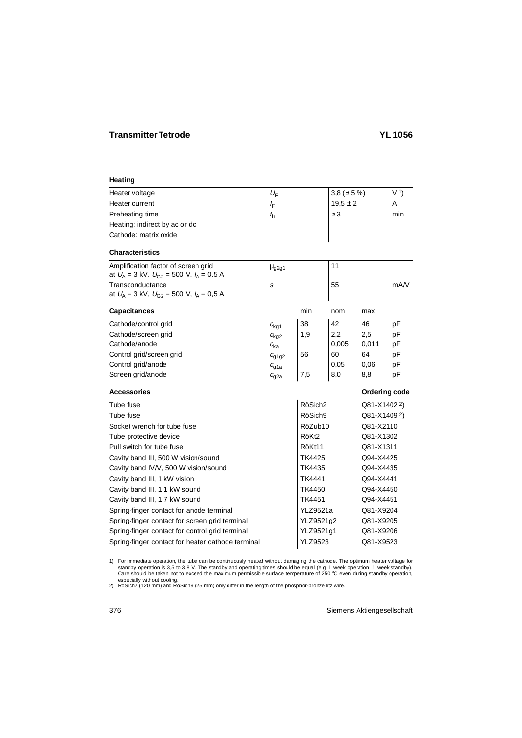## Transmitter Tetrode YL 1056

### Heating

| | | | |
|---|---|---|---|
| Heater voltage | $U_F$ | 3,8 (± 5 %) | V [1] |
| Heater current | $I_F$ | 19,5 ± 2 | A |
| Preheating time | $t_h$ | ≥ 3 | min |
| Heating: indirect by ac or dc | | | |
| Cathode: matrix oxide | | | |

### Characteristics

| | | | |
|---|---|---|---|
| Amplification factor of screen grid at $U_A$ = 3 kV, $U_{G2}$ = 500 V, $I_A$ = 0,5 A | $\mu_{g2g1}$ | 11 | |
| Transconductance at $U_A$ = 3 kV, $U_{G2}$ = 500 V, $I_A$ = 0,5 A | $S$ | 55 | mA/V |

### Capacitances

| | | min | nom | max | |
|---|---|---|---|---|---|
| Cathode/control grid | $c_{kg1}$ | 38 | 42 | 46 | pF |
| Cathode/screen grid | $c_{kg2}$ | 1,9 | 2,2 | 2,5 | pF |
| Cathode/anode | $c_{ka}$ | | 0,005 | 0,011 | pF |
| Control grid/screen grid | $c_{g1g2}$ | 56 | 60 | 64 | pF |
| Control grid/anode | $c_{g1a}$ | | 0,05 | 0,06 | pF |
| Screen grid/anode | $c_{g2a}$ | 7,5 | 8,0 | 8,8 | pF |

### Accessories

| Accessories | | Ordering code |
|---|---|---|
| Tube fuse | RöSich2 | Q81-X1402 [2] |
| Tube fuse | RöSich9 | Q81-X1409 [2] |
| Socket wrench for tube fuse | RöZub10 | Q81-X2110 |
| Tube protective device | RöKt2 | Q81-X1302 |
| Pull switch for tube fuse | RöKt11 | Q81-X1311 |
| Cavity band III, 500 W vision/sound | TK4425 | Q94-X4425 |
| Cavity band IV/V, 500 W vision/sound | TK4435 | Q94-X4435 |
| Cavity band III, 1 kW vision | TK4441 | Q94-X4441 |
| Cavity band III, 1,1 kW sound | TK4450 | Q94-X4450 |
| Cavity band III, 1,7 kW sound | TK4451 | Q94-X4451 |
| Spring-finger contact for anode terminal | YLZ9521a | Q81-X9204 |
| Spring-finger contact for screen grid terminal | YLZ9521g2 | Q81-X9205 |
| Spring-finger contact for control grid terminal | YLZ9521g1 | Q81-X9206 |
| Spring-finger contact for heater cathode terminal | YLZ9523 | Q81-X9523 |

1) For immediate operation, the tube can be continuously heated without damaging the cathode. The optimum heater voltage for standby operation is 3,5 to 3,8 V. The standby and operating times should be equal (e.g. 1 week operation, 1 week standby). Care should be taken not to exceed the maximum permissible surface temperature of 250 °C even during standby operation, especially without cooling.

2) RöSich2 (120 mm) and RöSich9 (25 mm) only differ in the length of the phosphor-bronze litz wire.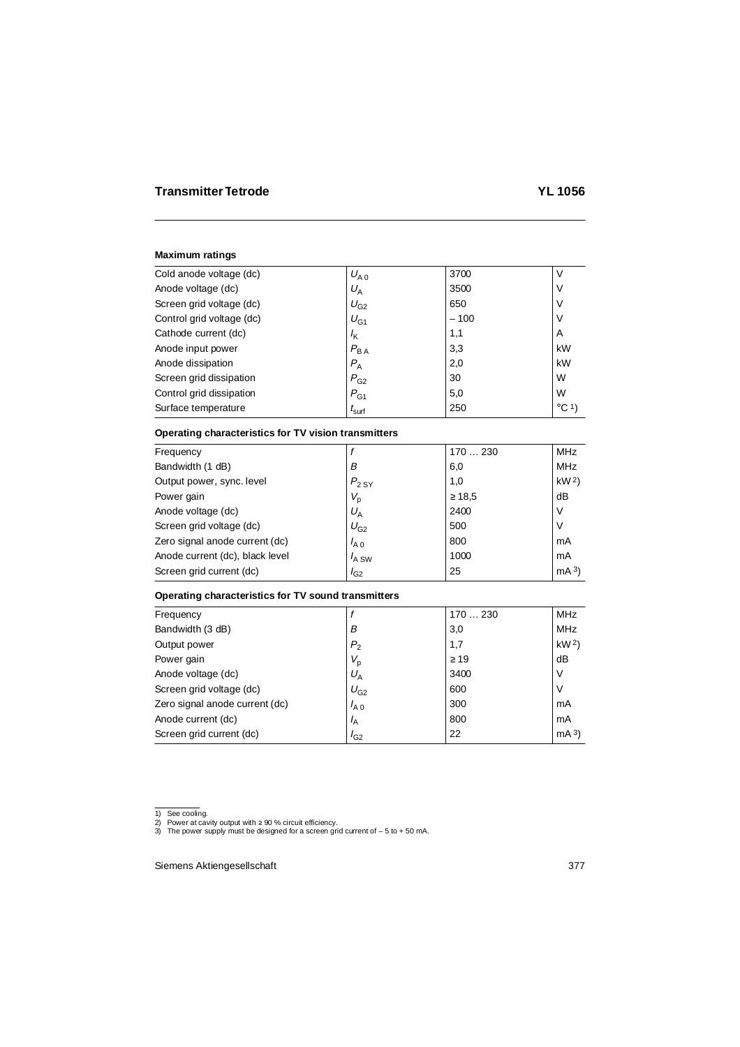## Transmitter Tetrode YL 1056

### Maximum ratings

| | | | |
|---|---|---|---|
| Cold anode voltage (dc) | $U_{A0}$ | 3700 | V |
| Anode voltage (dc) | $U_A$ | 3500 | V |
| Screen grid voltage (dc) | $U_{G2}$ | 650 | V |
| Control grid voltage (dc) | $U_{G1}$ | – 100 | V |
| Cathode current (dc) | $I_K$ | 1,1 | A |
| Anode input power | $P_{BA}$ | 3,3 | kW |
| Anode dissipation | $P_A$ | 2,0 | kW |
| Screen grid dissipation | $P_{G2}$ | 30 | W |
| Control grid dissipation | $P_{G1}$ | 5,0 | W |
| Surface temperature | $t_{surf}$ | 250 | °C [1]) |

### Operating characteristics for TV vision transmitters

| | | | |
|---|---|---|---|
| Frequency | $f$ | 170 … 230 | MHz |
| Bandwidth (1 dB) | $B$ | 6,0 | MHz |
| Output power, sync. level | $P_{2\,SY}$ | 1,0 | kW [2]) |
| Power gain | $V_p$ | ≥ 18,5 | dB |
| Anode voltage (dc) | $U_A$ | 2400 | V |
| Screen grid voltage (dc) | $U_{G2}$ | 500 | V |
| Zero signal anode current (dc) | $I_{A0}$ | 800 | mA |
| Anode current (dc), black level | $I_{A\,SW}$ | 1000 | mA |
| Screen grid current (dc) | $I_{G2}$ | 25 | mA [3]) |

### Operating characteristics for TV sound transmitters

| | | | |
|---|---|---|---|
| Frequency | $f$ | 170 … 230 | MHz |
| Bandwidth (3 dB) | $B$ | 3,0 | MHz |
| Output power | $P_2$ | 1,7 | kW [2]) |
| Power gain | $V_p$ | ≥ 19 | dB |
| Anode voltage (dc) | $U_A$ | 3400 | V |
| Screen grid voltage (dc) | $U_{G2}$ | 600 | V |
| Zero signal anode current (dc) | $I_{A0}$ | 300 | mA |
| Anode current (dc) | $I_A$ | 800 | mA |
| Screen grid current (dc) | $I_{G2}$ | 22 | mA [3]) |

1) See cooling.
2) Power at cavity output with ≥ 90 % circuit efficiency.
3) The power supply must be designed for a screen grid current of – 5 to + 50 mA.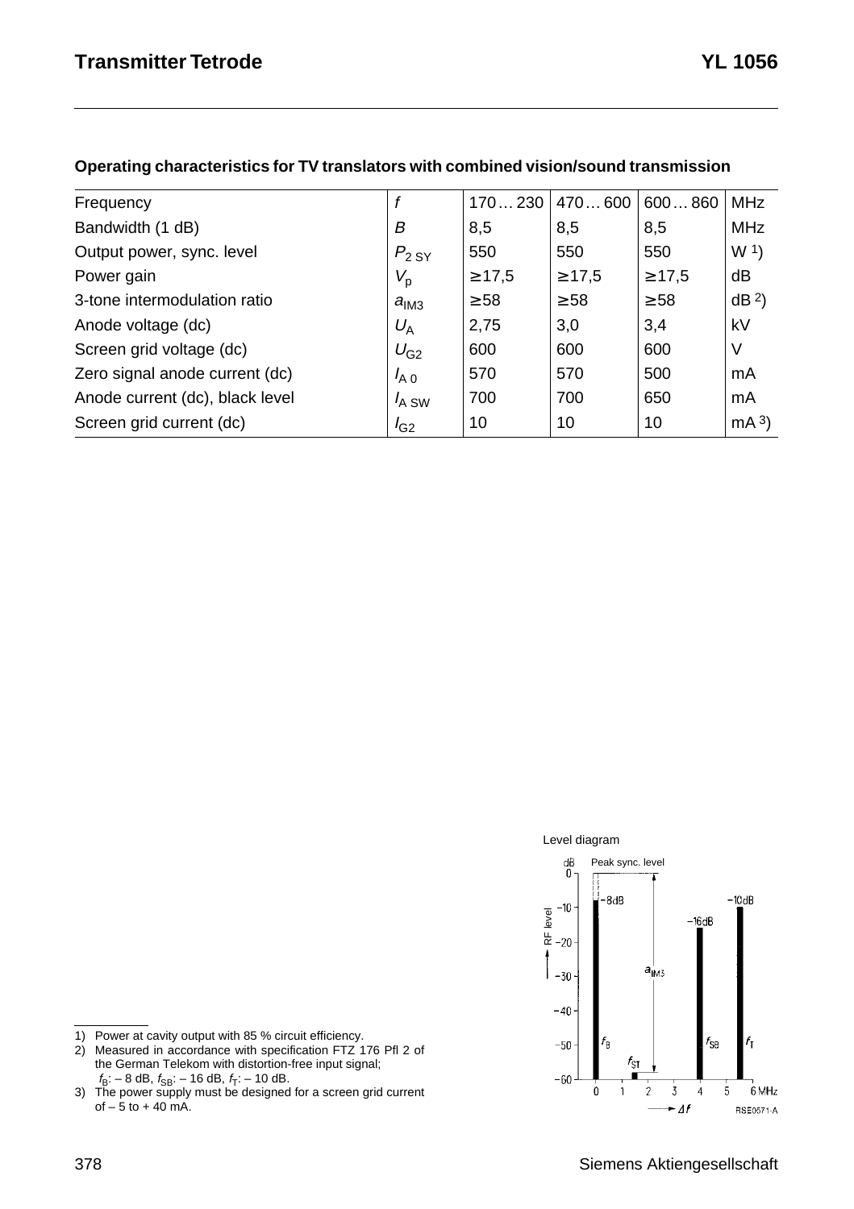**Operating characteristics for TV translators with combined vision/sound transmission**

| | | | | | |
|---|---|---|---|---|---|
| Frequency | $f$ | 170 … 230 | 470 … 600 | 600 … 860 | MHz |
| Bandwidth (1 dB) | $B$ | 8,5 | 8,5 | 8,5 | MHz |
| Output power, sync. level | $P_{2\,SY}$ | 550 | 550 | 550 | W [1] |
| Power gain | $V_p$ | ≥ 17,5 | ≥ 17,5 | ≥ 17,5 | dB |
| 3-tone intermodulation ratio | $a_{IM3}$ | ≥ 58 | ≥ 58 | ≥ 58 | dB [2] |
| Anode voltage (dc) | $U_A$ | 2,75 | 3,0 | 3,4 | kV |
| Screen grid voltage (dc) | $U_{G2}$ | 600 | 600 | 600 | V |
| Zero signal anode current (dc) | $I_{A\,0}$ | 570 | 570 | 500 | mA |
| Anode current (dc), black level | $I_{A\,SW}$ | 700 | 700 | 650 | mA |
| Screen grid current (dc) | $I_{G2}$ | 10 | 10 | 10 | mA [3] |

Level diagram

1) Power at cavity output with 85 % circuit efficiency.
2) Measured in accordance with specification FTZ 176 Pfl 2 of the German Telekom with distortion-free input signal; $f_B$: – 8 dB, $f_{SB}$: – 16 dB, $f_T$: – 10 dB.
3) The power supply must be designed for a screen grid current of – 5 to + 40 mA.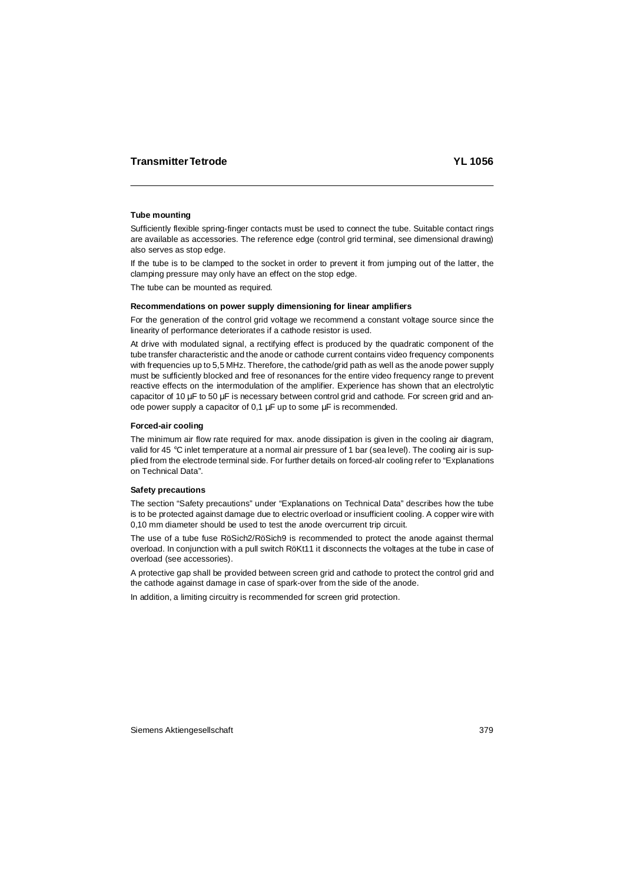### Tube mounting

Sufficiently flexible spring-finger contacts must be used to connect the tube. Suitable contact rings are available as accessories. The reference edge (control grid terminal, see dimensional drawing) also serves as stop edge.

If the tube is to be clamped to the socket in order to prevent it from jumping out of the latter, the clamping pressure may only have an effect on the stop edge.

The tube can be mounted as required.

### Recommendations on power supply dimensioning for linear amplifiers

For the generation of the control grid voltage we recommend a constant voltage source since the linearity of performance deteriorates if a cathode resistor is used.

At drive with modulated signal, a rectifying effect is produced by the quadratic component of the tube transfer characteristic and the anode or cathode current contains video frequency components with frequencies up to 5,5 MHz. Therefore, the cathode/grid path as well as the anode power supply must be sufficiently blocked and free of resonances for the entire video frequency range to prevent reactive effects on the intermodulation of the amplifier. Experience has shown that an electrolytic capacitor of 10 µF to 50 µF is necessary between control grid and cathode. For screen grid and anode power supply a capacitor of 0,1 µF up to some µF is recommended.

### Forced-air cooling

The minimum air flow rate required for max. anode dissipation is given in the cooling air diagram, valid for 45 °C inlet temperature at a normal air pressure of 1 bar (sea level). The cooling air is supplied from the electrode terminal side. For further details on forced-alr cooling refer to “Explanations on Technical Data”.

### Safety precautions

The section “Safety precautions” under “Explanations on Technical Data” describes how the tube is to be protected against damage due to electric overload or insufficient cooling. A copper wire with 0,10 mm diameter should be used to test the anode overcurrent trip circuit.

The use of a tube fuse RöSich2/RöSich9 is recommended to protect the anode against thermal overload. In conjunction with a pull switch RöKt11 it disconnects the voltages at the tube in case of overload (see accessories).

A protective gap shall be provided between screen grid and cathode to protect the control grid and the cathode against damage in case of spark-over from the side of the anode.

In addition, a limiting circuitry is recommended for screen grid protection.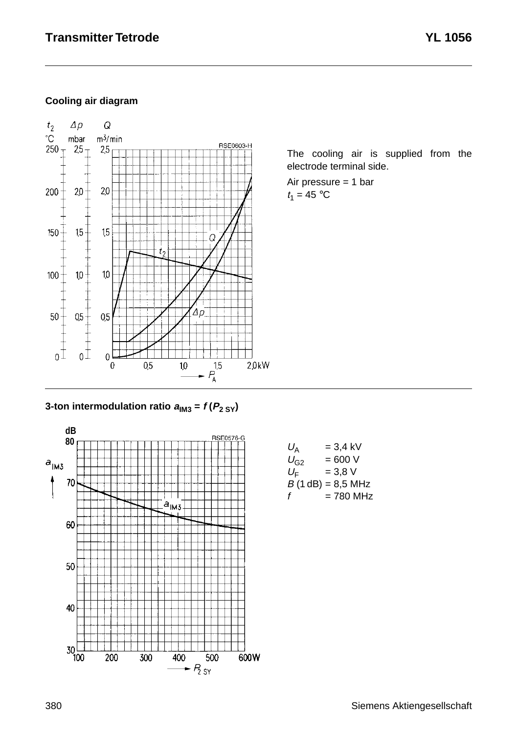## Cooling air diagram

The cooling air is supplied from the electrode terminal side.

Air pressure = 1 bar
$t_1$ = 45 °C

## 3-ton intermodulation ratio $a_{IM3} = f(P_{2\,SY})$

| | |
|---|---|
| $U_A$ | = 3,4 kV |
| $U_{G2}$ | = 600 V |
| $U_F$ | = 3,8 V |
| $B$ (1 dB) | = 8,5 MHz |
| $f$ | = 780 MHz |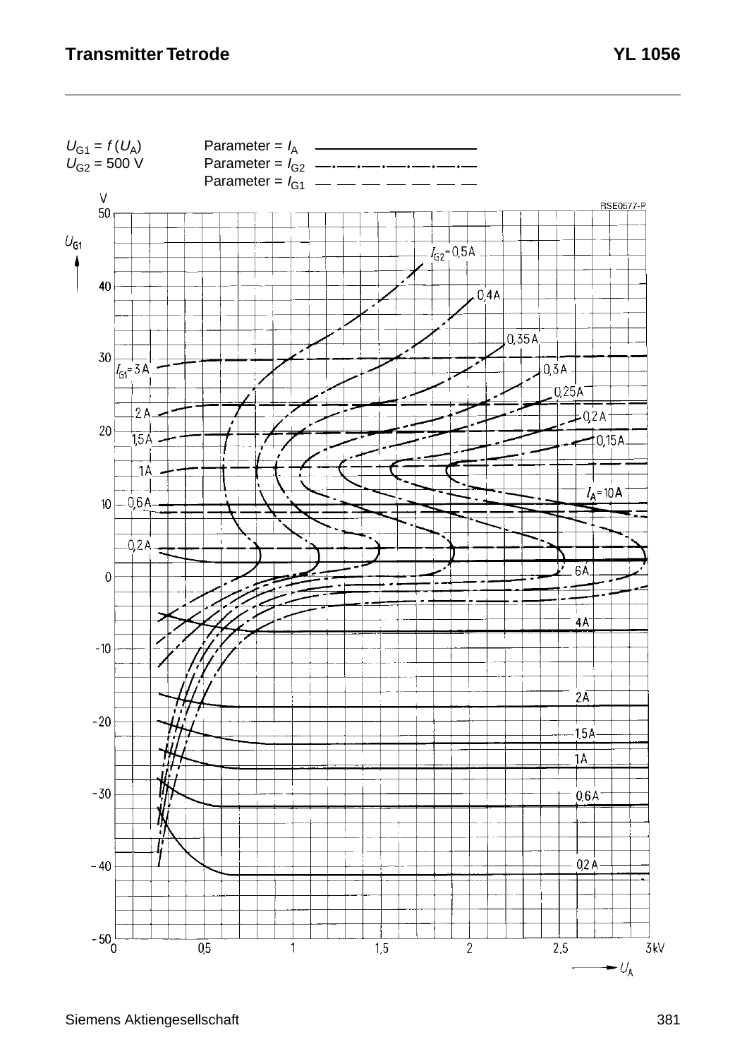$U_{G1} = f(U_A)$ Parameter = $I_A$

$U_{G2}$ = 500 V Parameter = $I_{G2}$

Parameter = $I_{G1}$

RSE0577-P

V

$U_{G1}$

50
40
30
20
10
0
-10
-20
-30
-40
-50

$I_{G2}$ = 0,5 A
0,4 A
0,35 A
0,3 A
0,25 A
0,2 A
0,15 A

$I_{G1}$ = 3 A
2 A
1,5 A
1 A
0,6 A
0,2 A

$I_A$ = 10 A
6 A
4 A
2 A
1,5 A
1 A
0,6 A
0,2 A

0
0,5
1
1,5
2
2,5
3 kV

$U_A$